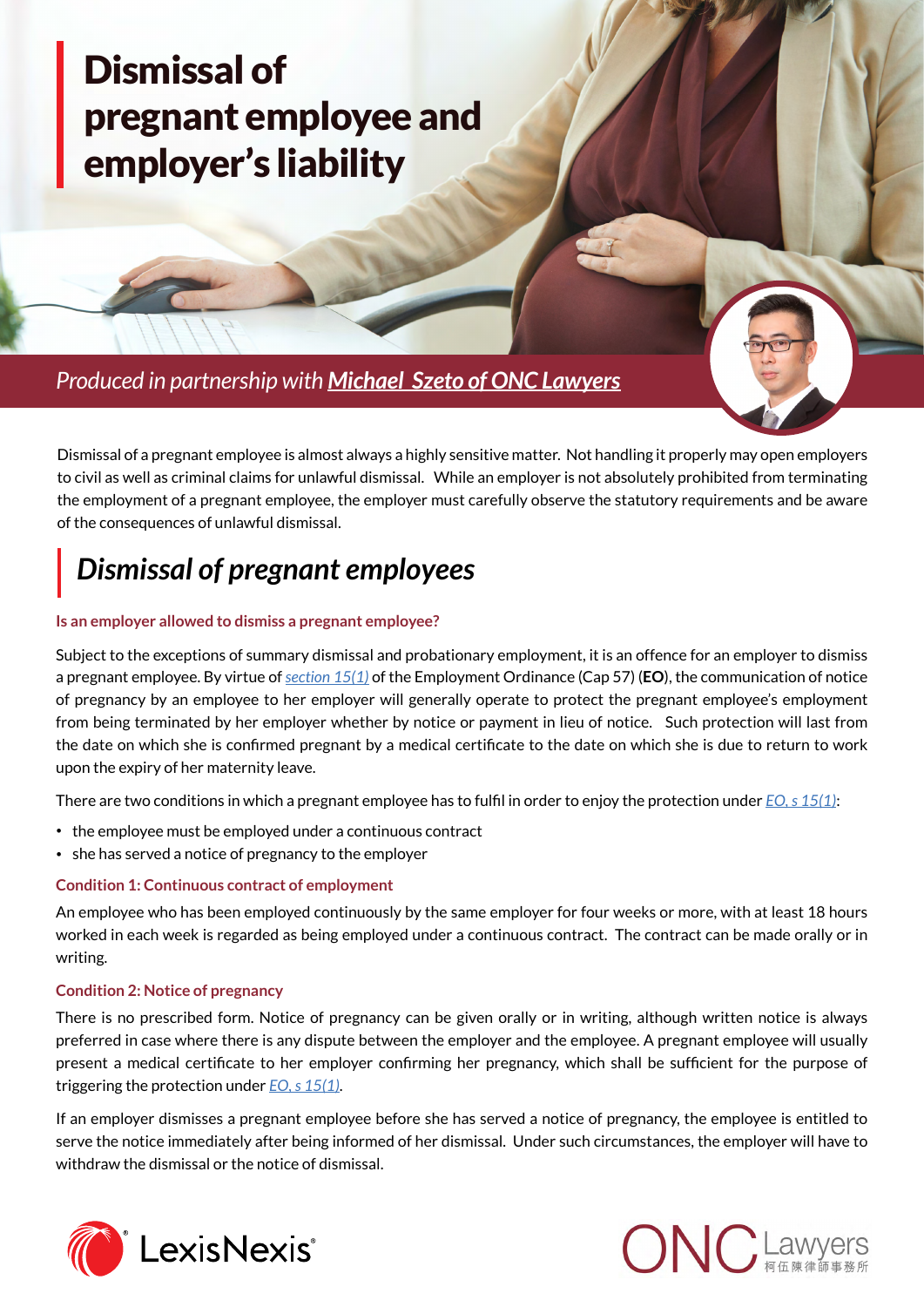# Dismissal of pregnant employee and employer's liability

*Produced in partnership with* ***Michael Szeto of ONC Lawyers***

Dismissal of a pregnant employee is almost always a highly sensitive matter. Not handling it properly may open employers to civil as well as criminal claims for unlawful dismissal. While an employer is not absolutely prohibited from terminating the employment of a pregnant employee, the employer must carefully observe the statutory requirements and be aware of the consequences of unlawful dismissal.

## *Dismissal of pregnant employees*

### Is an employer allowed to dismiss a pregnant employee?

Subject to the exceptions of summary dismissal and probationary employment, it is an offence for an employer to dismiss a pregnant employee. By virtue of *section 15(1)* of the Employment Ordinance (Cap 57) (**EO**), the communication of notice of pregnancy by an employee to her employer will generally operate to protect the pregnant employee's employment from being terminated by her employer whether by notice or payment in lieu of notice. Such protection will last from the date on which she is confirmed pregnant by a medical certificate to the date on which she is due to return to work upon the expiry of her maternity leave.

There are two conditions in which a pregnant employee has to fulfil in order to enjoy the protection under *EO, s 15(1)*:

- the employee must be employed under a continuous contract
- she has served a notice of pregnancy to the employer

#### Condition 1: Continuous contract of employment

An employee who has been employed continuously by the same employer for four weeks or more, with at least 18 hours worked in each week is regarded as being employed under a continuous contract. The contract can be made orally or in writing.

#### Condition 2: Notice of pregnancy

There is no prescribed form. Notice of pregnancy can be given orally or in writing, although written notice is always preferred in case where there is any dispute between the employer and the employee. A pregnant employee will usually present a medical certificate to her employer confirming her pregnancy, which shall be sufficient for the purpose of triggering the protection under *EO, s 15(1)*.

If an employer dismisses a pregnant employee before she has served a notice of pregnancy, the employee is entitled to serve the notice immediately after being informed of her dismissal. Under such circumstances, the employer will have to withdraw the dismissal or the notice of dismissal.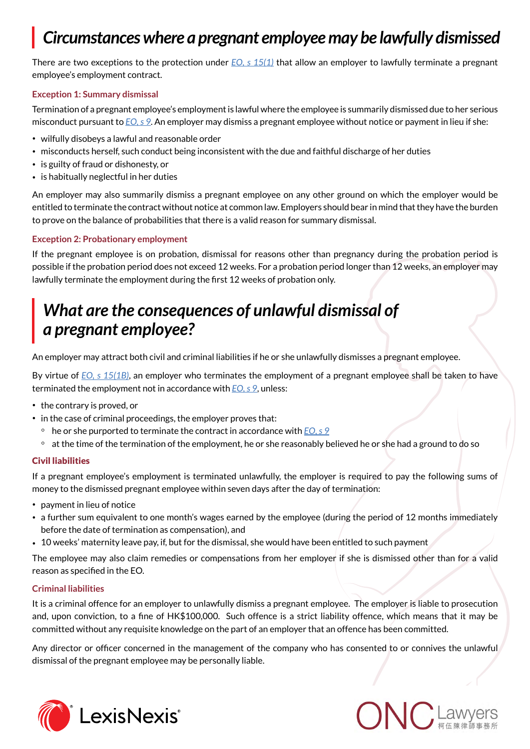## *Circumstances where a pregnant employee may be lawfully dismissed*

There are two exceptions to the protection under *EO, s 15(1)* that allow an employer to lawfully terminate a pregnant employee's employment contract.

### Exception 1: Summary dismissal

Termination of a pregnant employee's employment is lawful where the employee is summarily dismissed due to her serious misconduct pursuant to *EO, s 9*. An employer may dismiss a pregnant employee without notice or payment in lieu if she:

- wilfully disobeys a lawful and reasonable order
- misconducts herself, such conduct being inconsistent with the due and faithful discharge of her duties
- is guilty of fraud or dishonesty, or
- is habitually neglectful in her duties

An employer may also summarily dismiss a pregnant employee on any other ground on which the employer would be entitled to terminate the contract without notice at common law. Employers should bear in mind that they have the burden to prove on the balance of probabilities that there is a valid reason for summary dismissal.

### Exception 2: Probationary employment

If the pregnant employee is on probation, dismissal for reasons other than pregnancy during the probation period is possible if the probation period does not exceed 12 weeks. For a probation period longer than 12 weeks, an employer may lawfully terminate the employment during the first 12 weeks of probation only.

## *What are the consequences of unlawful dismissal of a pregnant employee?*

An employer may attract both civil and criminal liabilities if he or she unlawfully dismisses a pregnant employee.

By virtue of *EO, s 15(1B)*, an employer who terminates the employment of a pregnant employee shall be taken to have terminated the employment not in accordance with *EO, s 9*, unless:

- the contrary is proved, or
- in the case of criminal proceedings, the employer proves that:
  - he or she purported to terminate the contract in accordance with *EO, s 9*
  - at the time of the termination of the employment, he or she reasonably believed he or she had a ground to do so

### Civil liabilities

If a pregnant employee's employment is terminated unlawfully, the employer is required to pay the following sums of money to the dismissed pregnant employee within seven days after the day of termination:

- payment in lieu of notice
- a further sum equivalent to one month's wages earned by the employee (during the period of 12 months immediately before the date of termination as compensation), and
- 10 weeks' maternity leave pay, if, but for the dismissal, she would have been entitled to such payment

The employee may also claim remedies or compensations from her employer if she is dismissed other than for a valid reason as specified in the EO.

### Criminal liabilities

It is a criminal offence for an employer to unlawfully dismiss a pregnant employee. The employer is liable to prosecution and, upon conviction, to a fine of HK$100,000. Such offence is a strict liability offence, which means that it may be committed without any requisite knowledge on the part of an employer that an offence has been committed.

Any director or officer concerned in the management of the company who has consented to or connives the unlawful dismissal of the pregnant employee may be personally liable.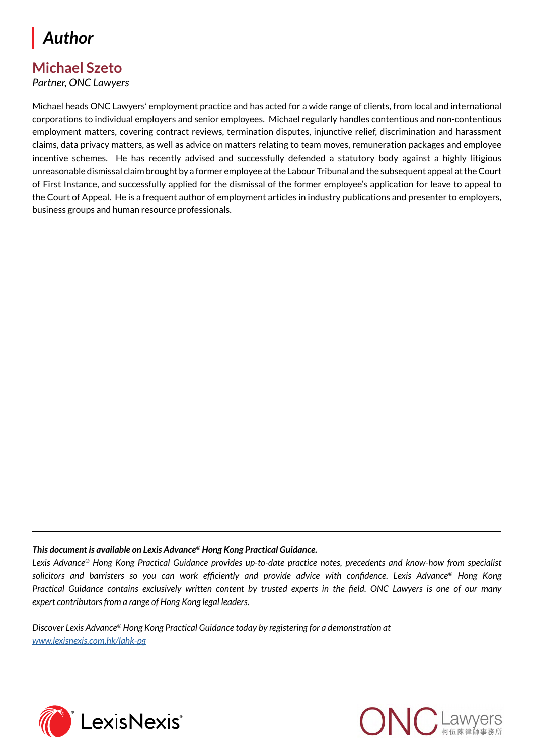# *Author*

## Michael Szeto

*Partner, ONC Lawyers*

Michael heads ONC Lawyers' employment practice and has acted for a wide range of clients, from local and international corporations to individual employers and senior employees. Michael regularly handles contentious and non-contentious employment matters, covering contract reviews, termination disputes, injunctive relief, discrimination and harassment claims, data privacy matters, as well as advice on matters relating to team moves, remuneration packages and employee incentive schemes. He has recently advised and successfully defended a statutory body against a highly litigious unreasonable dismissal claim brought by a former employee at the Labour Tribunal and the subsequent appeal at the Court of First Instance, and successfully applied for the dismissal of the former employee's application for leave to appeal to the Court of Appeal. He is a frequent author of employment articles in industry publications and presenter to employers, business groups and human resource professionals.

---

***This document is available on Lexis Advance® Hong Kong Practical Guidance.***

*Lexis Advance® Hong Kong Practical Guidance provides up-to-date practice notes, precedents and know-how from specialist solicitors and barristers so you can work efficiently and provide advice with confidence. Lexis Advance® Hong Kong Practical Guidance contains exclusively written content by trusted experts in the field. ONC Lawyers is one of our many expert contributors from a range of Hong Kong legal leaders.*

*Discover Lexis Advance® Hong Kong Practical Guidance today by registering for a demonstration at [www.lexisnexis.com.hk/lahk-pg](www.lexisnexis.com.hk/lahk-pg)*

LexisNexis®

ONC Lawyers 柯伍陳律師事務所